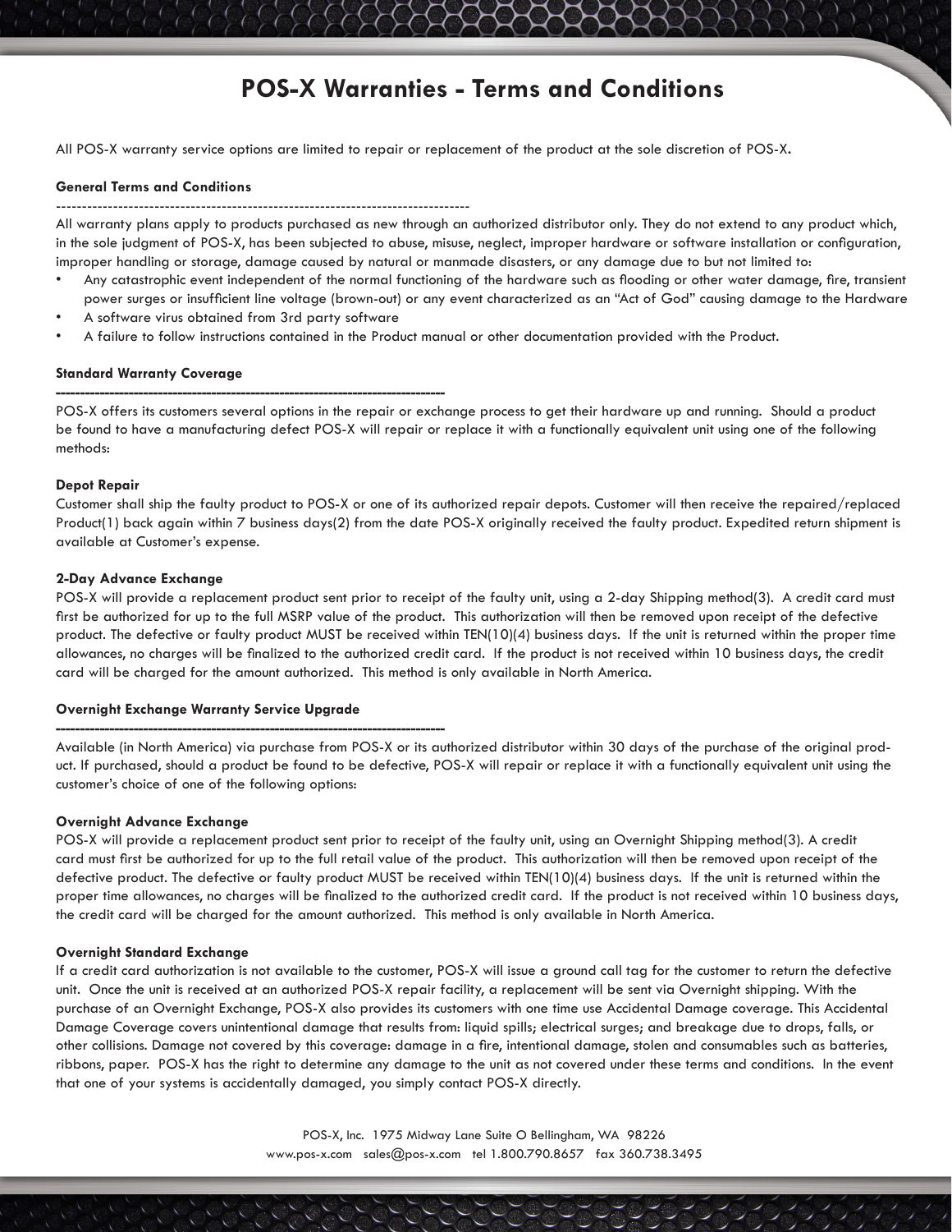# POS-X Warranties - Terms and Conditions

All POS-X warranty service options are limited to repair or replacement of the product at the sole discretion of POS-X.

**General Terms and Conditions**

--------------------------------------------------------------------------------

All warranty plans apply to products purchased as new through an authorized distributor only. They do not extend to any product which, in the sole judgment of POS-X, has been subjected to abuse, misuse, neglect, improper hardware or software installation or configuration, improper handling or storage, damage caused by natural or manmade disasters, or any damage due to but not limited to:

- Any catastrophic event independent of the normal functioning of the hardware such as flooding or other water damage, fire, transient power surges or insufficient line voltage (brown-out) or any event characterized as an "Act of God" causing damage to the Hardware
- A software virus obtained from 3rd party software
- A failure to follow instructions contained in the Product manual or other documentation provided with the Product.

**Standard Warranty Coverage**

--------------------------------------------------------------------------------

POS-X offers its customers several options in the repair or exchange process to get their hardware up and running. Should a product be found to have a manufacturing defect POS-X will repair or replace it with a functionally equivalent unit using one of the following methods:

**Depot Repair**

Customer shall ship the faulty product to POS-X or one of its authorized repair depots. Customer will then receive the repaired/replaced Product(1) back again within 7 business days(2) from the date POS-X originally received the faulty product. Expedited return shipment is available at Customer's expense.

**2-Day Advance Exchange**

POS-X will provide a replacement product sent prior to receipt of the faulty unit, using a 2-day Shipping method(3). A credit card must first be authorized for up to the full MSRP value of the product. This authorization will then be removed upon receipt of the defective product. The defective or faulty product MUST be received within TEN(10)(4) business days. If the unit is returned within the proper time allowances, no charges will be finalized to the authorized credit card. If the product is not received within 10 business days, the credit card will be charged for the amount authorized. This method is only available in North America.

**Overnight Exchange Warranty Service Upgrade**

--------------------------------------------------------------------------------

Available (in North America) via purchase from POS-X or its authorized distributor within 30 days of the purchase of the original product. If purchased, should a product be found to be defective, POS-X will repair or replace it with a functionally equivalent unit using the customer's choice of one of the following options:

**Overnight Advance Exchange**

POS-X will provide a replacement product sent prior to receipt of the faulty unit, using an Overnight Shipping method(3). A credit card must first be authorized for up to the full retail value of the product. This authorization will then be removed upon receipt of the defective product. The defective or faulty product MUST be received within TEN(10)(4) business days. If the unit is returned within the proper time allowances, no charges will be finalized to the authorized credit card. If the product is not received within 10 business days, the credit card will be charged for the amount authorized. This method is only available in North America.

**Overnight Standard Exchange**

If a credit card authorization is not available to the customer, POS-X will issue a ground call tag for the customer to return the defective unit. Once the unit is received at an authorized POS-X repair facility, a replacement will be sent via Overnight shipping. With the purchase of an Overnight Exchange, POS-X also provides its customers with one time use Accidental Damage coverage. This Accidental Damage Coverage covers unintentional damage that results from: liquid spills; electrical surges; and breakage due to drops, falls, or other collisions. Damage not covered by this coverage: damage in a fire, intentional damage, stolen and consumables such as batteries, ribbons, paper. POS-X has the right to determine any damage to the unit as not covered under these terms and conditions. In the event that one of your systems is accidentally damaged, you simply contact POS-X directly.

POS-X, Inc. 1975 Midway Lane Suite O Bellingham, WA 98226
www.pos-x.com sales@pos-x.com tel 1.800.790.8657 fax 360.738.3495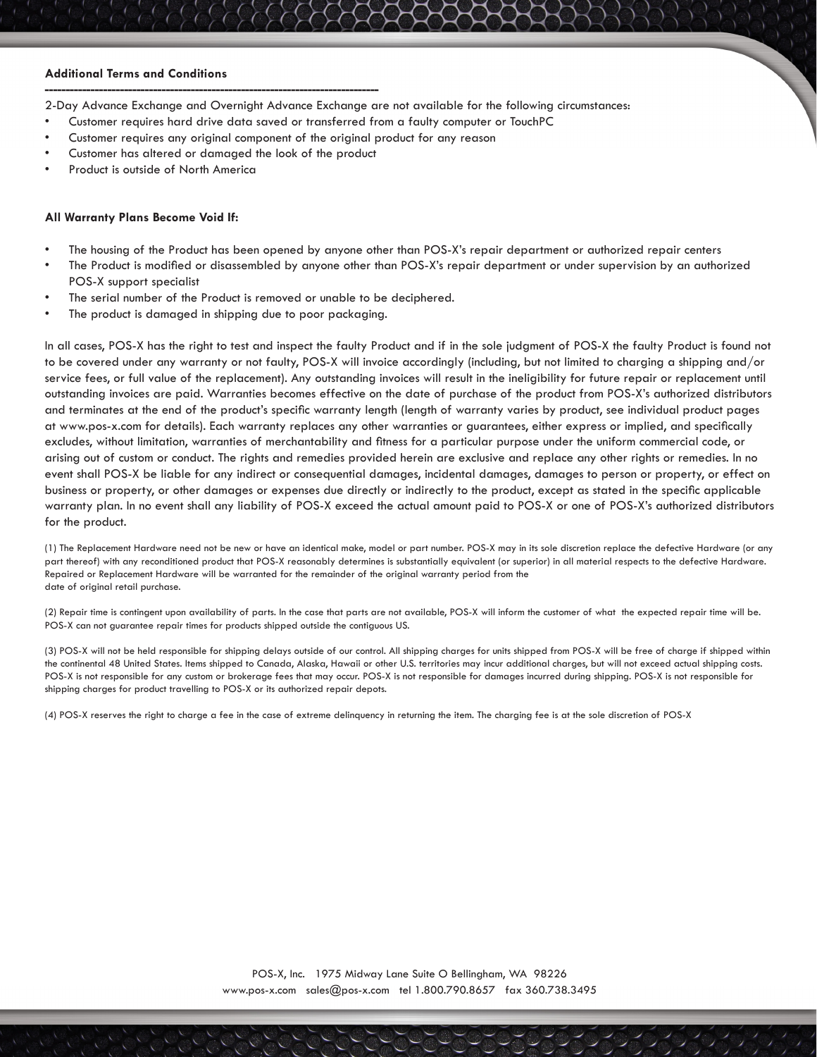**Additional Terms and Conditions**

---

2-Day Advance Exchange and Overnight Advance Exchange are not available for the following circumstances:

- Customer requires hard drive data saved or transferred from a faulty computer or TouchPC
- Customer requires any original component of the original product for any reason
- Customer has altered or damaged the look of the product
- Product is outside of North America

**All Warranty Plans Become Void If:**

- The housing of the Product has been opened by anyone other than POS-X's repair department or authorized repair centers
- The Product is modified or disassembled by anyone other than POS-X's repair department or under supervision by an authorized POS-X support specialist
- The serial number of the Product is removed or unable to be deciphered.
- The product is damaged in shipping due to poor packaging.

In all cases, POS-X has the right to test and inspect the faulty Product and if in the sole judgment of POS-X the faulty Product is found not to be covered under any warranty or not faulty, POS-X will invoice accordingly (including, but not limited to charging a shipping and/or service fees, or full value of the replacement). Any outstanding invoices will result in the ineligibility for future repair or replacement until outstanding invoices are paid. Warranties becomes effective on the date of purchase of the product from POS-X's authorized distributors and terminates at the end of the product's specific warranty length (length of warranty varies by product, see individual product pages at www.pos-x.com for details). Each warranty replaces any other warranties or guarantees, either express or implied, and specifically excludes, without limitation, warranties of merchantability and fitness for a particular purpose under the uniform commercial code, or arising out of custom or conduct. The rights and remedies provided herein are exclusive and replace any other rights or remedies. In no event shall POS-X be liable for any indirect or consequential damages, incidental damages, damages to person or property, or effect on business or property, or other damages or expenses due directly or indirectly to the product, except as stated in the specific applicable warranty plan. In no event shall any liability of POS-X exceed the actual amount paid to POS-X or one of POS-X's authorized distributors for the product.

(1) The Replacement Hardware need not be new or have an identical make, model or part number. POS-X may in its sole discretion replace the defective Hardware (or any part thereof) with any reconditioned product that POS-X reasonably determines is substantially equivalent (or superior) in all material respects to the defective Hardware. Repaired or Replacement Hardware will be warranted for the remainder of the original warranty period from the date of original retail purchase.

(2) Repair time is contingent upon availability of parts. In the case that parts are not available, POS-X will inform the customer of what the expected repair time will be. POS-X can not guarantee repair times for products shipped outside the contiguous US.

(3) POS-X will not be held responsible for shipping delays outside of our control. All shipping charges for units shipped from POS-X will be free of charge if shipped within the continental 48 United States. Items shipped to Canada, Alaska, Hawaii or other U.S. territories may incur additional charges, but will not exceed actual shipping costs. POS-X is not responsible for any custom or brokerage fees that may occur. POS-X is not responsible for damages incurred during shipping. POS-X is not responsible for shipping charges for product travelling to POS-X or its authorized repair depots.

(4) POS-X reserves the right to charge a fee in the case of extreme delinquency in returning the item. The charging fee is at the sole discretion of POS-X

POS-X, Inc. 1975 Midway Lane Suite O Bellingham, WA 98226
www.pos-x.com sales@pos-x.com tel 1.800.790.8657 fax 360.738.3495